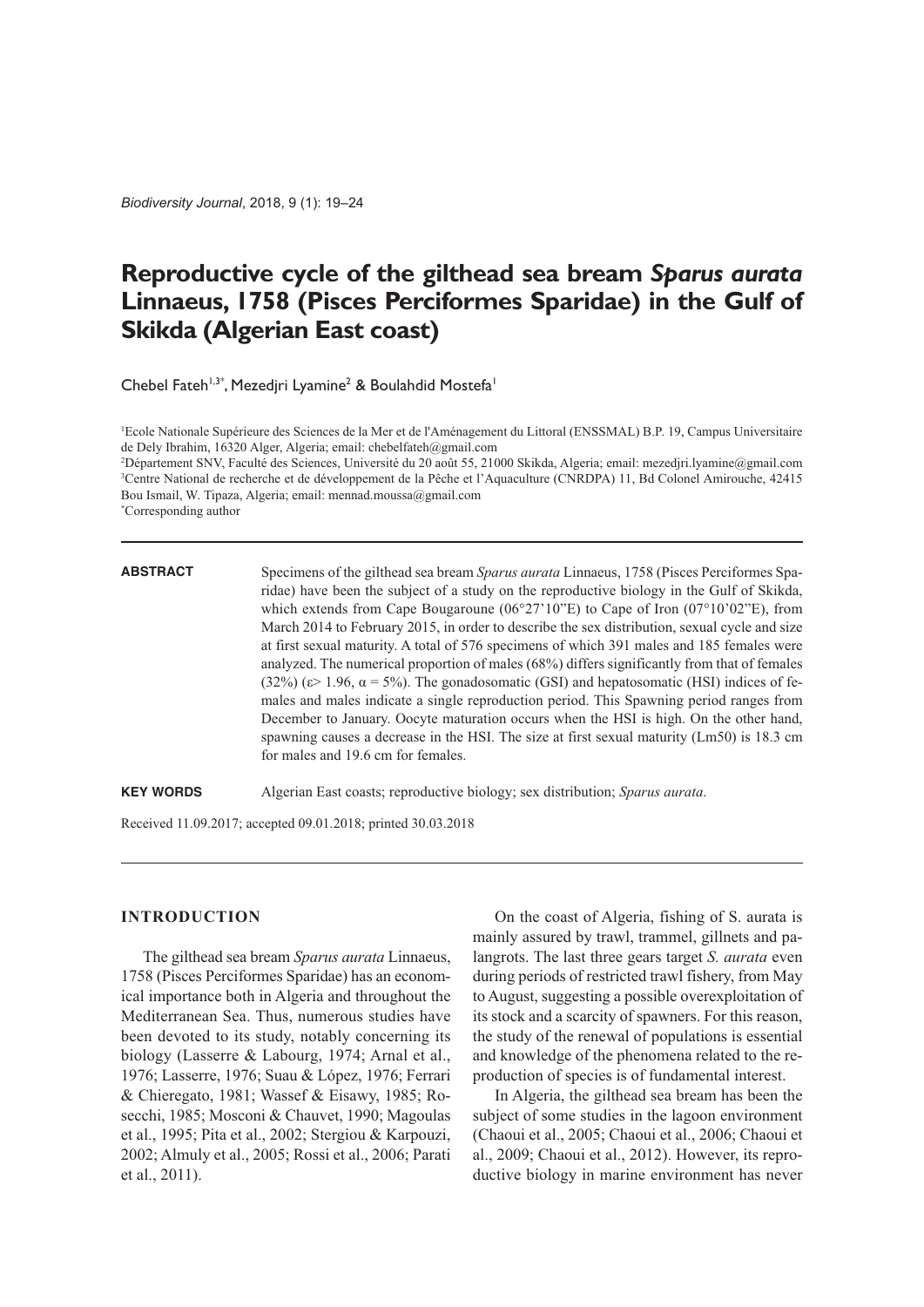# Reproductive cycle of the gilthead sea bream *Sparus aurata* Linnaeus, 1758 (Pisces Perciformes Sparidae) in the Gulf of Skikda (Algerian East coast)

Chebel Fateh[1,3*], Mezedjri Lyamine[2] & Boulahdid Mostefa[1]

[1]Ecole Nationale Supérieure des Sciences de la Mer et de l'Aménagement du Littoral (ENSSMAL) B.P. 19, Campus Universitaire de Dely Ibrahim, 16320 Alger, Algeria; email: chebelfateh@gmail.com

[2]Département SNV, Faculté des Sciences, Université du 20 août 55, 21000 Skikda, Algeria; email: mezedjri.lyamine@gmail.com

[3]Centre National de recherche et de développement de la Pêche et l'Aquaculture (CNRDPA) 11, Bd Colonel Amirouche, 42415 Bou Ismail, W. Tipaza, Algeria; email: mennad.moussa@gmail.com

[*]Corresponding author

**ABSTRACT**

Specimens of the gilthead sea bream *Sparus aurata* Linnaeus, 1758 (Pisces Perciformes Sparidae) have been the subject of a study on the reproductive biology in the Gulf of Skikda, which extends from Cape Bougaroune (06°27'10"E) to Cape of Iron (07°10'02"E), from March 2014 to February 2015, in order to describe the sex distribution, sexual cycle and size at first sexual maturity. A total of 576 specimens of which 391 males and 185 females were analyzed. The numerical proportion of males (68%) differs significantly from that of females (32%) ($\varepsilon > 1.96$, $\alpha = 5\%$). The gonadosomatic (GSI) and hepatosomatic (HSI) indices of females and males indicate a single reproduction period. This Spawning period ranges from December to January. Oocyte maturation occurs when the HSI is high. On the other hand, spawning causes a decrease in the HSI. The size at first sexual maturity (Lm50) is 18.3 cm for males and 19.6 cm for females.

**KEY WORDS**

Algerian East coasts; reproductive biology; sex distribution; *Sparus aurata*.

Received 11.09.2017; accepted 09.01.2018; printed 30.03.2018

## INTRODUCTION

The gilthead sea bream *Sparus aurata* Linnaeus, 1758 (Pisces Perciformes Sparidae) has an economical importance both in Algeria and throughout the Mediterranean Sea. Thus, numerous studies have been devoted to its study, notably concerning its biology (Lasserre & Labourg, 1974; Arnal et al., 1976; Lasserre, 1976; Suau & López, 1976; Ferrari & Chieregato, 1981; Wassef & Eisawy, 1985; Rosecchi, 1985; Mosconi & Chauvet, 1990; Magoulas et al., 1995; Pita et al., 2002; Stergiou & Karpouzi, 2002; Almuly et al., 2005; Rossi et al., 2006; Parati et al., 2011).

On the coast of Algeria, fishing of S. aurata is mainly assured by trawl, trammel, gillnets and palangrots. The last three gears target *S. aurata* even during periods of restricted trawl fishery, from May to August, suggesting a possible overexploitation of its stock and a scarcity of spawners. For this reason, the study of the renewal of populations is essential and knowledge of the phenomena related to the reproduction of species is of fundamental interest.

In Algeria, the gilthead sea bream has been the subject of some studies in the lagoon environment (Chaoui et al., 2005; Chaoui et al., 2006; Chaoui et al., 2009; Chaoui et al., 2012). However, its reproductive biology in marine environment has never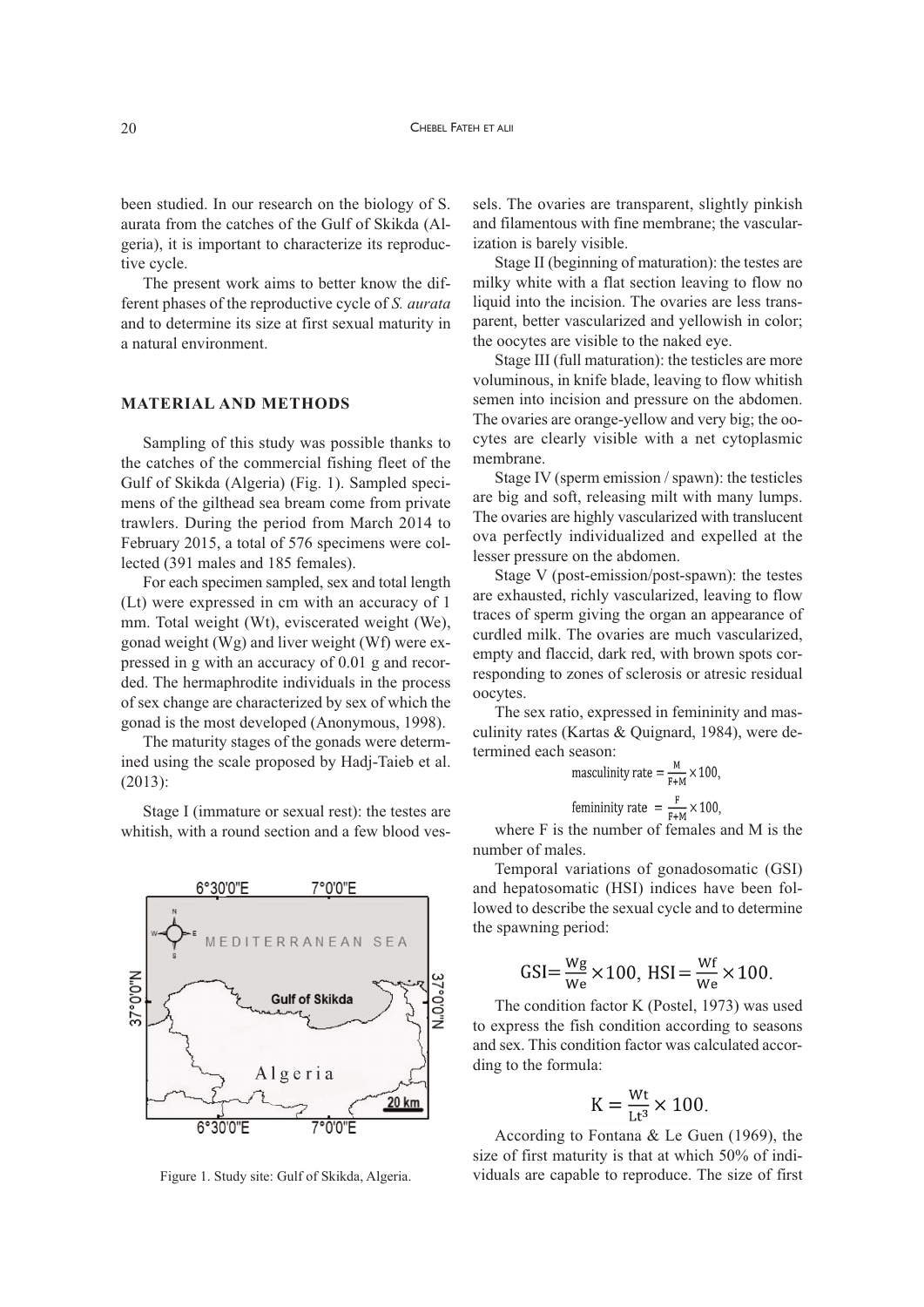been studied. In our research on the biology of S. aurata from the catches of the Gulf of Skikda (Algeria), it is important to characterize its reproductive cycle.

The present work aims to better know the different phases of the reproductive cycle of *S. aurata* and to determine its size at first sexual maturity in a natural environment.

## MATERIAL AND METHODS

Sampling of this study was possible thanks to the catches of the commercial fishing fleet of the Gulf of Skikda (Algeria) (Fig. 1). Sampled specimens of the gilthead sea bream come from private trawlers. During the period from March 2014 to February 2015, a total of 576 specimens were collected (391 males and 185 females).

For each specimen sampled, sex and total length (Lt) were expressed in cm with an accuracy of 1 mm. Total weight (Wt), eviscerated weight (We), gonad weight (Wg) and liver weight (Wf) were expressed in g with an accuracy of 0.01 g and recorded. The hermaphrodite individuals in the process of sex change are characterized by sex of which the gonad is the most developed (Anonymous, 1998).

The maturity stages of the gonads were determined using the scale proposed by Hadj-Taieb et al. (2013):

Stage I (immature or sexual rest): the testes are whitish, with a round section and a few blood vessels. The ovaries are transparent, slightly pinkish and filamentous with fine membrane; the vascularization is barely visible.

Stage II (beginning of maturation): the testes are milky white with a flat section leaving to flow no liquid into the incision. The ovaries are less transparent, better vascularized and yellowish in color; the oocytes are visible to the naked eye.

Stage III (full maturation): the testicles are more voluminous, in knife blade, leaving to flow whitish semen into incision and pressure on the abdomen. The ovaries are orange-yellow and very big; the oocytes are clearly visible with a net cytoplasmic membrane.

Stage IV (sperm emission / spawn): the testicles are big and soft, releasing milt with many lumps. The ovaries are highly vascularized with translucent ova perfectly individualized and expelled at the lesser pressure on the abdomen.

Stage V (post-emission/post-spawn): the testes are exhausted, richly vascularized, leaving to flow traces of sperm giving the organ an appearance of curdled milk. The ovaries are much vascularized, empty and flaccid, dark red, with brown spots corresponding to zones of sclerosis or atresic residual oocytes.

The sex ratio, expressed in femininity and masculinity rates (Kartas & Quignard, 1984), were determined each season:

$$\text{masculinity rate} = \frac{M}{F+M} \times 100,$$

$$\text{femininity rate} = \frac{F}{F+M} \times 100,$$

where F is the number of females and M is the number of males.

Temporal variations of gonadosomatic (GSI) and hepatosomatic (HSI) indices have been followed to describe the sexual cycle and to determine the spawning period:

$$\text{GSI} = \frac{\text{Wg}}{\text{We}} \times 100, \ \text{HSI} = \frac{\text{Wf}}{\text{We}} \times 100.$$

The condition factor K (Postel, 1973) was used to express the fish condition according to seasons and sex. This condition factor was calculated according to the formula:

$$\text{K} = \frac{\text{Wt}}{\text{Lt}^3} \times 100.$$

According to Fontana & Le Guen (1969), the size of first maturity is that at which 50% of individuals are capable to reproduce. The size of first

Figure 1. Study site: Gulf of Skikda, Algeria.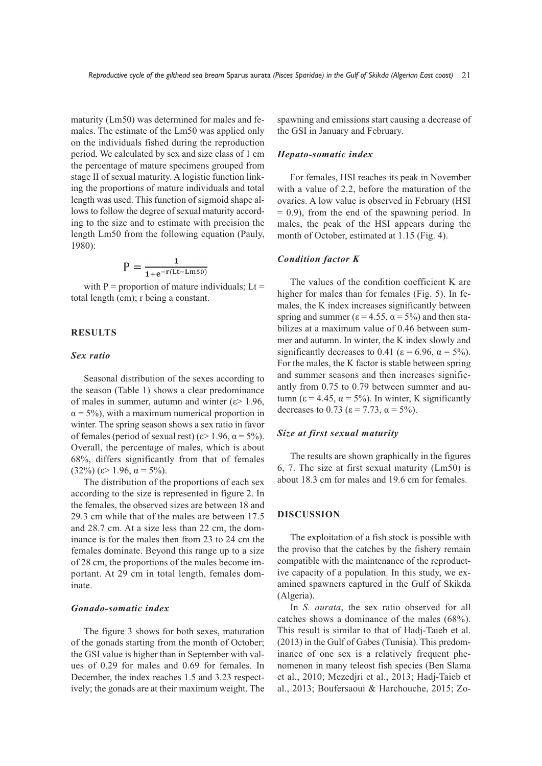maturity (Lm50) was determined for males and females. The estimate of the Lm50 was applied only on the individuals fished during the reproduction period. We calculated by sex and size class of 1 cm the percentage of mature specimens grouped from stage II of sexual maturity. A logistic function linking the proportions of mature individuals and total length was used. This function of sigmoid shape allows to follow the degree of sexual maturity according to the size and to estimate with precision the length Lm50 from the following equation (Pauly, 1980):

$$P = \frac{1}{1+e^{-r(Lt-Lm50)}}$$

with P = proportion of mature individuals; Lt = total length (cm); r being a constant.

## RESULTS

### Sex ratio

Seasonal distribution of the sexes according to the season (Table 1) shows a clear predominance of males in summer, autumn and winter ($\varepsilon > 1.96$, $\alpha = 5\%$), with a maximum numerical proportion in winter. The spring season shows a sex ratio in favor of females (period of sexual rest) ($\varepsilon > 1.96$, $\alpha = 5\%$). Overall, the percentage of males, which is about 68%, differs significantly from that of females (32%) ($\varepsilon > 1.96$, $\alpha = 5\%$).

The distribution of the proportions of each sex according to the size is represented in figure 2. In the females, the observed sizes are between 18 and 29.3 cm while that of the males are between 17.5 and 28.7 cm. At a size less than 22 cm, the dominance is for the males then from 23 to 24 cm the females dominate. Beyond this range up to a size of 28 cm, the proportions of the males become important. At 29 cm in total length, females dominate.

### Gonado-somatic index

The figure 3 shows for both sexes, maturation of the gonads starting from the month of October; the GSI value is higher than in September with values of 0.29 for males and 0.69 for females. In December, the index reaches 1.5 and 3.23 respectively; the gonads are at their maximum weight. The spawning and emissions start causing a decrease of the GSI in January and February.

### Hepato-somatic index

For females, HSI reaches its peak in November with a value of 2.2, before the maturation of the ovaries. A low value is observed in February (HSI = 0.9), from the end of the spawning period. In males, the peak of the HSI appears during the month of October, estimated at 1.15 (Fig. 4).

### Condition factor K

The values of the condition coefficient K are higher for males than for females (Fig. 5). In females, the K index increases significantly between spring and summer ($\varepsilon = 4.55$, $\alpha = 5\%$) and then stabilizes at a maximum value of 0.46 between summer and autumn. In winter, the K index slowly and significantly decreases to 0.41 ($\varepsilon = 6.96$, $\alpha = 5\%$). For the males, the K factor is stable between spring and summer seasons and then increases significantly from 0.75 to 0.79 between summer and autumn ($\varepsilon = 4.45$, $\alpha = 5\%$). In winter, K significantly decreases to 0.73 ($\varepsilon = 7.73$, $\alpha = 5\%$).

### Size at first sexual maturity

The results are shown graphically in the figures 6, 7. The size at first sexual maturity (Lm50) is about 18.3 cm for males and 19.6 cm for females.

## DISCUSSION

The exploitation of a fish stock is possible with the proviso that the catches by the fishery remain compatible with the maintenance of the reproductive capacity of a population. In this study, we examined spawners captured in the Gulf of Skikda (Algeria).

In *S. aurata*, the sex ratio observed for all catches shows a dominance of the males (68%). This result is similar to that of Hadj-Taieb et al. (2013) in the Gulf of Gabes (Tunisia). This predominance of one sex is a relatively frequent phenomenon in many teleost fish species (Ben Slama et al., 2010; Mezedjri et al., 2013; Hadj-Taieb et al., 2013; Boufersaoui & Harchouche, 2015; Zo-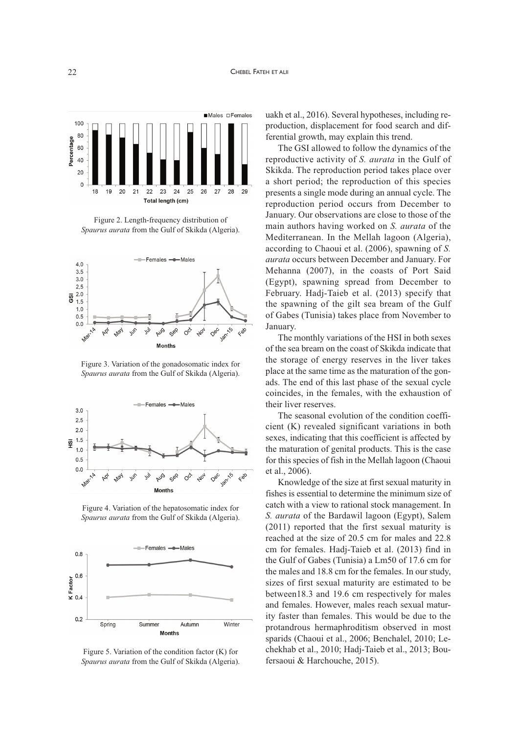Figure 2. Length-frequency distribution of *Spaurus aurata* from the Gulf of Skikda (Algeria).

Figure 3. Variation of the gonadosomatic index for *Spaurus aurata* from the Gulf of Skikda (Algeria).

Figure 4. Variation of the hepatosomatic index for *Spaurus aurata* from the Gulf of Skikda (Algeria).

Figure 5. Variation of the condition factor (K) for *Spaurus aurata* from the Gulf of Skikda (Algeria).

uakh et al., 2016). Several hypotheses, including reproduction, displacement for food search and differential growth, may explain this trend.

The GSI allowed to follow the dynamics of the reproductive activity of *S. aurata* in the Gulf of Skikda. The reproduction period takes place over a short period; the reproduction of this species presents a single mode during an annual cycle. The reproduction period occurs from December to January. Our observations are close to those of the main authors having worked on *S. aurata* of the Mediterranean. In the Mellah lagoon (Algeria), according to Chaoui et al. (2006), spawning of *S. aurata* occurs between December and January. For Mehanna (2007), in the coasts of Port Said (Egypt), spawning spread from December to February. Hadj-Taieb et al. (2013) specify that the spawning of the gilt sea bream of the Gulf of Gabes (Tunisia) takes place from November to January.

The monthly variations of the HSI in both sexes of the sea bream on the coast of Skikda indicate that the storage of energy reserves in the liver takes place at the same time as the maturation of the gonads. The end of this last phase of the sexual cycle coincides, in the females, with the exhaustion of their liver reserves.

The seasonal evolution of the condition coefficient (K) revealed significant variations in both sexes, indicating that this coefficient is affected by the maturation of genital products. This is the case for this species of fish in the Mellah lagoon (Chaoui et al., 2006).

Knowledge of the size at first sexual maturity in fishes is essential to determine the minimum size of catch with a view to rational stock management. In *S. aurata* of the Bardawil lagoon (Egypt), Salem (2011) reported that the first sexual maturity is reached at the size of 20.5 cm for males and 22.8 cm for females. Hadj-Taieb et al. (2013) find in the Gulf of Gabes (Tunisia) a Lm50 of 17.6 cm for the males and 18.8 cm for the females. In our study, sizes of first sexual maturity are estimated to be between18.3 and 19.6 cm respectively for males and females. However, males reach sexual maturity faster than females. This would be due to the protandrous hermaphroditism observed in most sparids (Chaoui et al., 2006; Benchalel, 2010; Lechekhab et al., 2010; Hadj-Taieb et al., 2013; Boufersaoui & Harchouche, 2015).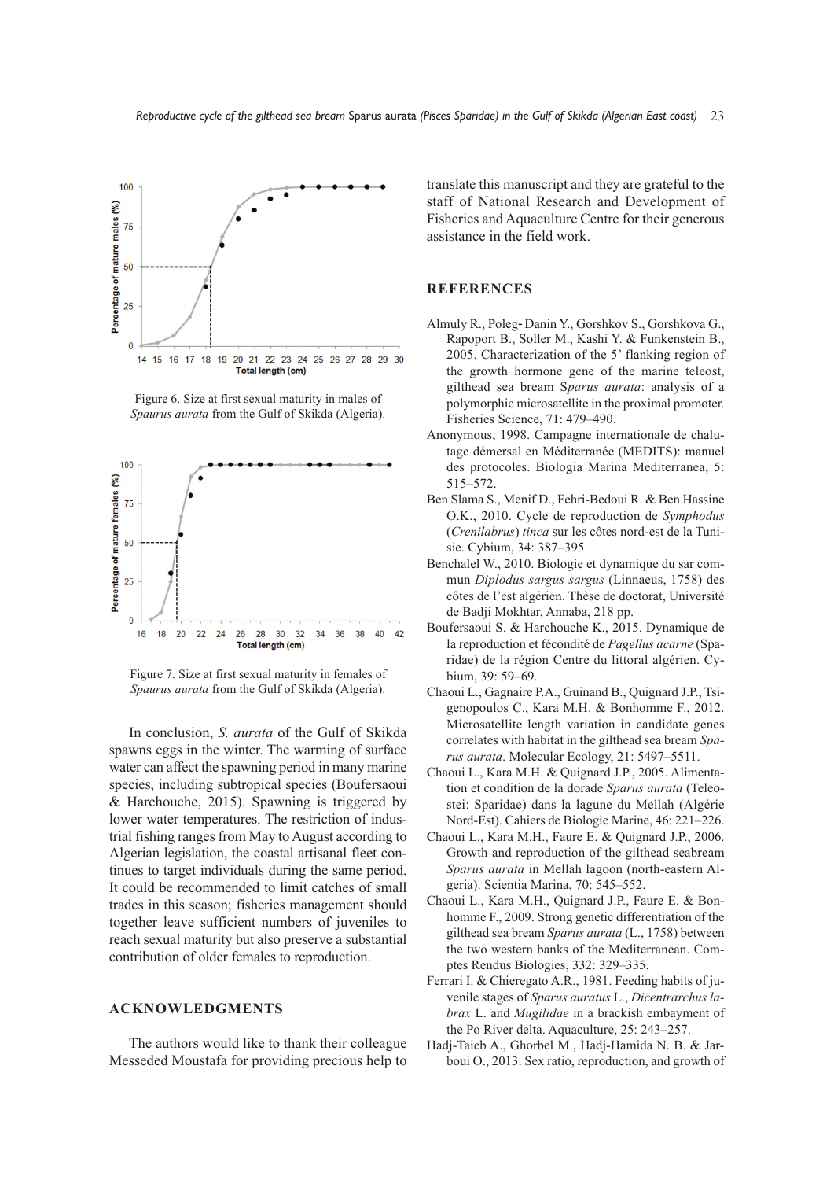Figure 6. Size at first sexual maturity in males of *Spaurus aurata* from the Gulf of Skikda (Algeria).

Figure 7. Size at first sexual maturity in females of *Spaurus aurata* from the Gulf of Skikda (Algeria).

In conclusion, *S. aurata* of the Gulf of Skikda spawns eggs in the winter. The warming of surface water can affect the spawning period in many marine species, including subtropical species (Boufersaoui & Harchouche, 2015). Spawning is triggered by lower water temperatures. The restriction of industrial fishing ranges from May to August according to Algerian legislation, the coastal artisanal fleet continues to target individuals during the same period. It could be recommended to limit catches of small trades in this season; fisheries management should together leave sufficient numbers of juveniles to reach sexual maturity but also preserve a substantial contribution of older females to reproduction.

## ACKNOWLEDGMENTS

The authors would like to thank their colleague Messeded Moustafa for providing precious help to translate this manuscript and they are grateful to the staff of National Research and Development of Fisheries and Aquaculture Centre for their generous assistance in the field work.

## REFERENCES

Almuly R., Poleg‑Danin Y., Gorshkov S., Gorshkova G., Rapoport B., Soller M., Kashi Y. & Funkenstein B., 2005. Characterization of the 5' flanking region of the growth hormone gene of the marine teleost, gilthead sea bream S*parus aurata*: analysis of a polymorphic microsatellite in the proximal promoter. Fisheries Science, 71: 479–490.

Anonymous, 1998. Campagne internationale de chalutage démersal en Méditerranée (MEDITS): manuel des protocoles. Biologia Marina Mediterranea, 5: 515–572.

Ben Slama S., Menif D., Fehri-Bedoui R. & Ben Hassine O.K., 2010. Cycle de reproduction de *Symphodus* (*Crenilabrus*) *tinca* sur les côtes nord-est de la Tunisie. Cybium, 34: 387–395.

Benchalel W., 2010. Biologie et dynamique du sar commun *Diplodus sargus sargus* (Linnaeus, 1758) des côtes de l'est algérien. Thèse de doctorat, Université de Badji Mokhtar, Annaba, 218 pp.

Boufersaoui S. & Harchouche K., 2015. Dynamique de la reproduction et fécondité de *Pagellus acarne* (Sparidae) de la région Centre du littoral algérien. Cybium, 39: 59–69.

Chaoui L., Gagnaire P.A., Guinand B., Quignard J.P., Tsigenopoulos C., Kara M.H. & Bonhomme F., 2012. Microsatellite length variation in candidate genes correlates with habitat in the gilthead sea bream *Sparus aurata*. Molecular Ecology, 21: 5497–5511.

Chaoui L., Kara M.H. & Quignard J.P., 2005. Alimentation et condition de la dorade *Sparus aurata* (Teleostei: Sparidae) dans la lagune du Mellah (Algérie Nord-Est). Cahiers de Biologie Marine, 46: 221–226.

Chaoui L., Kara M.H., Faure E. & Quignard J.P., 2006. Growth and reproduction of the gilthead seabream *Sparus aurata* in Mellah lagoon (north-eastern Algeria). Scientia Marina, 70: 545–552.

Chaoui L., Kara M.H., Quignard J.P., Faure E. & Bonhomme F., 2009. Strong genetic differentiation of the gilthead sea bream *Sparus aurata* (L., 1758) between the two western banks of the Mediterranean. Comptes Rendus Biologies, 332: 329–335.

Ferrari I. & Chieregato A.R., 1981. Feeding habits of juvenile stages of *Sparus auratus* L., *Dicentrarchus labrax* L. and *Mugilidae* in a brackish embayment of the Po River delta. Aquaculture, 25: 243–257.

Hadj-Taieb A., Ghorbel M., Hadj-Hamida N. B. & Jarboui O., 2013. Sex ratio, reproduction, and growth of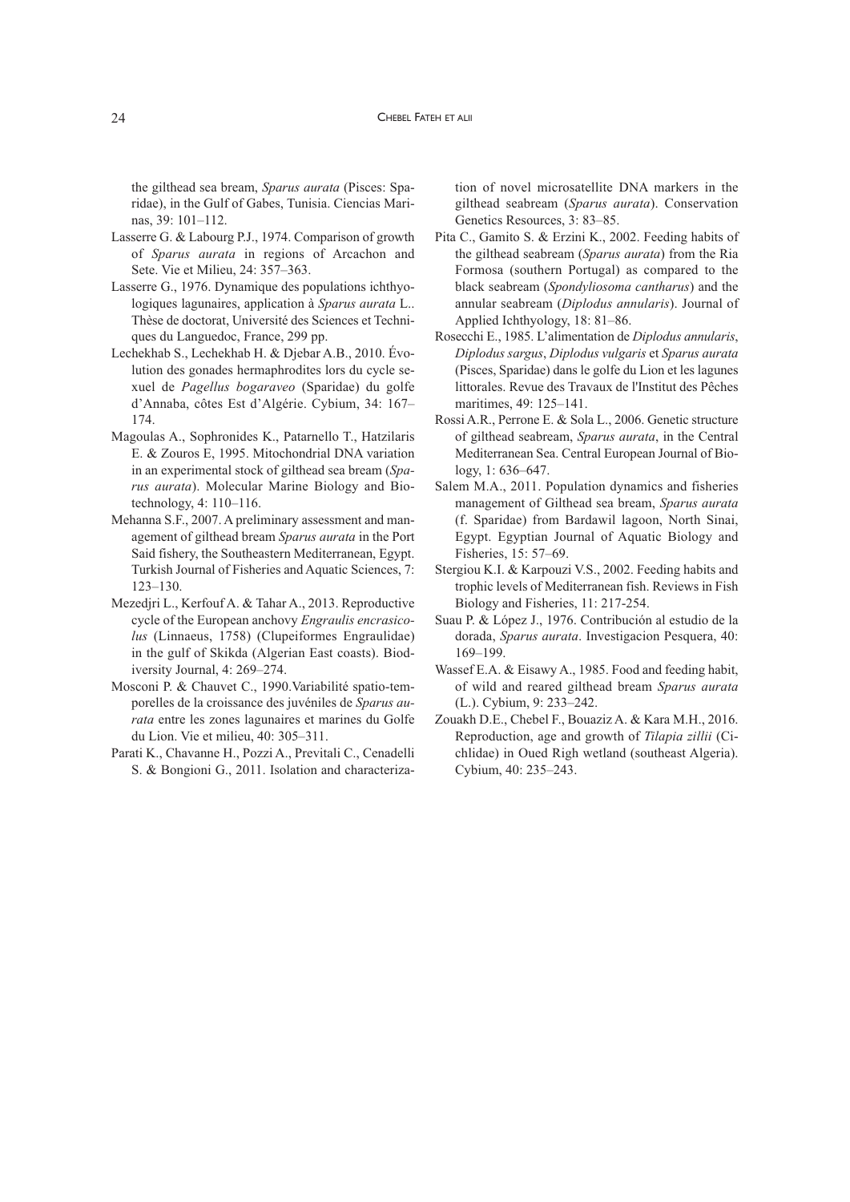the gilthead sea bream, *Sparus aurata* (Pisces: Sparidae), in the Gulf of Gabes, Tunisia. Ciencias Marinas, 39: 101–112.

Lasserre G. & Labourg P.J., 1974. Comparison of growth of *Sparus aurata* in regions of Arcachon and Sete. Vie et Milieu, 24: 357–363.

Lasserre G., 1976. Dynamique des populations ichthyologiques lagunaires, application à *Sparus aurata* L.. Thèse de doctorat, Université des Sciences et Techniques du Languedoc, France, 299 pp.

Lechekhab S., Lechekhab H. & Djebar A.B., 2010. Évolution des gonades hermaphrodites lors du cycle sexuel de *Pagellus bogaraveo* (Sparidae) du golfe d'Annaba, côtes Est d'Algérie. Cybium, 34: 167–174.

Magoulas A., Sophronides K., Patarnello T., Hatzilaris E. & Zouros E, 1995. Mitochondrial DNA variation in an experimental stock of gilthead sea bream (*Sparus aurata*). Molecular Marine Biology and Biotechnology, 4: 110–116.

Mehanna S.F., 2007. A preliminary assessment and management of gilthead bream *Sparus aurata* in the Port Said fishery, the Southeastern Mediterranean, Egypt. Turkish Journal of Fisheries and Aquatic Sciences, 7: 123–130.

Mezedjri L., Kerfouf A. & Tahar A., 2013. Reproductive cycle of the European anchovy *Engraulis encrasicolus* (Linnaeus, 1758) (Clupeiformes Engraulidae) in the gulf of Skikda (Algerian East coasts). Biodiversity Journal, 4: 269–274.

Mosconi P. & Chauvet C., 1990.Variabilité spatio-temporelles de la croissance des juvéniles de *Sparus aurata* entre les zones lagunaires et marines du Golfe du Lion. Vie et milieu, 40: 305–311.

Parati K., Chavanne H., Pozzi A., Previtali C., Cenadelli S. & Bongioni G., 2011. Isolation and characterization of novel microsatellite DNA markers in the gilthead seabream (*Sparus aurata*). Conservation Genetics Resources, 3: 83–85.

Pita C., Gamito S. & Erzini K., 2002. Feeding habits of the gilthead seabream (*Sparus aurata*) from the Ria Formosa (southern Portugal) as compared to the black seabream (*Spondyliosoma cantharus*) and the annular seabream (*Diplodus annularis*). Journal of Applied Ichthyology, 18: 81–86.

Rosecchi E., 1985. L'alimentation de *Diplodus annularis*, *Diplodus sargus*, *Diplodus vulgaris* et *Sparus aurata* (Pisces, Sparidae) dans le golfe du Lion et les lagunes littorales. Revue des Travaux de l'Institut des Pêches maritimes, 49: 125–141.

Rossi A.R., Perrone E. & Sola L., 2006. Genetic structure of gilthead seabream, *Sparus aurata*, in the Central Mediterranean Sea. Central European Journal of Biology, 1: 636–647.

Salem M.A., 2011. Population dynamics and fisheries management of Gilthead sea bream, *Sparus aurata* (f. Sparidae) from Bardawil lagoon, North Sinai, Egypt. Egyptian Journal of Aquatic Biology and Fisheries, 15: 57–69.

Stergiou K.I. & Karpouzi V.S., 2002. Feeding habits and trophic levels of Mediterranean fish. Reviews in Fish Biology and Fisheries, 11: 217-254.

Suau P. & López J., 1976. Contribución al estudio de la dorada, *Sparus aurata*. Investigacion Pesquera, 40: 169–199.

Wassef E.A. & Eisawy A., 1985. Food and feeding habit, of wild and reared gilthead bream *Sparus aurata* (L.). Cybium, 9: 233–242.

Zouakh D.E., Chebel F., Bouaziz A. & Kara M.H., 2016. Reproduction, age and growth of *Tilapia zillii* (Cichlidae) in Oued Righ wetland (southeast Algeria). Cybium, 40: 235–243.